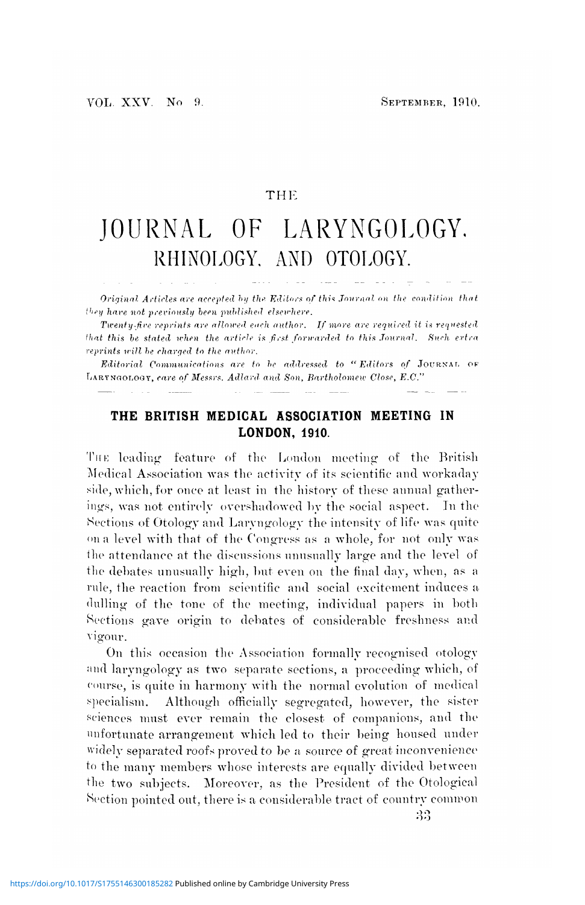THE

# JOURNAL OF LARYNGOLOGY, RHINOLOGY, AND OTOLOGY.

*Original Articles are accepted by the Editors of this Journal on the condition that they have not previously been published elsewhere.*

*Twenty-five reprints are allowed each author. If more are required it is requested that this be stated when the article is first forwarded to this Journal. Such extra reprints will be charged to the author.*

*Editorial Communications are to be addressed to "Editors of* JOURNAL OF LARYNGOLOGY, *care of Messrs. Adlard and Son, Bartholomew Close, E.C."*

## THE BRITISH MEDICAL ASSOCIATION MEETING IN LONDON, 1910.

THE leading feature of the London meeting of the British Medical Association was the activity of its scientific and workaday side, which, for once at least in the history of these annual gatherings, was not entirely overshadowed by the social aspect. In the Sections of Otology and Laryngology the intensity of life was quite on a level with that of the Congress as a whole, for not only was the attendance at the discussions unusually large and the level of the debates unusually high, but even on the final day, when, as a rule, the reaction from scientific and social excitement induces a dulling of the tone of the meeting, individual papers in both Sections gave origin to debates of considerable freshness and vigour.

On this occasion the Association formally recognised otology and laryngology as two separate sections, a proceeding which, of course, is quite in harmony with the normal evolution of medical specialism. Although officially segregated, however, the sister sciences must ever remain the closest of companions, and the unfortunate arrangement which led to their being housed under widely separated roofs proved to be a source of great inconvenience to the many members whose interests are equally divided between the two subjects. Moreover, as the President of the Otological Section pointed out, there is a considerable tract of country common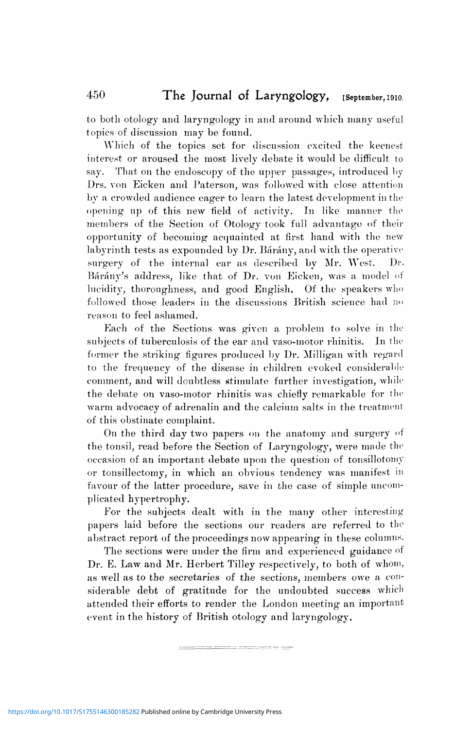to both otology and laryngology in and around which many useful topics of discussion may be found.

Which of the topics set for discussion excited the keenest interest or aroused the most lively debate it would be difficult to say. That on the endoscopy of the upper passages, introduced by Drs. von Eicken and Paterson, was followed with close attention by a crowded audience eager to learn the latest development in the opening up of this new field of activity. In like manner the members of the Section of Otology took full advantage of their opportunity of becoming acquainted at first hand with the new labyrinth tests as expounded by Dr. Bárány, and with the operative surgery of the internal ear as described by Mr. West. Dr. Bárány's address, like that of Dr. von Eicken, was a model of lucidity, thoroughness, and good English. Of the speakers who followed those leaders in the discussions British science had no reason to feel ashamed.

Each of the Sections was given a problem to solve in the subjects of tuberculosis of the ear and vaso-motor rhinitis. In the former the striking figures produced by Dr. Milligan with regard to the frequency of the disease in children evoked considerable comment, and will doubtless stimulate further investigation, while the debate on vaso-motor rhinitis was chiefly remarkable for the warm advocacy of adrenalin and the calcium salts in the treatment of this obstinate complaint.

On the third day two papers on the anatomy and surgery of the tonsil, read before the Section of Laryngology, were made the occasion of an important debate upon the question of tonsillotomy or tonsillectomy, in which an obvious tendency was manifest in favour of the latter procedure, save in the case of simple uncomplicated hypertrophy.

For the subjects dealt with in the many other interesting papers laid before the sections our readers are referred to the abstract report of the proceedings now appearing in these columns.

The sections were under the firm and experienced guidance of Dr. E. Law and Mr. Herbert Tilley respectively, to both of whom, as well as to the secretaries of the sections, members owe a considerable debt of gratitude for the undoubted success which attended their efforts to render the London meeting an important event in the history of British otology and laryngology.